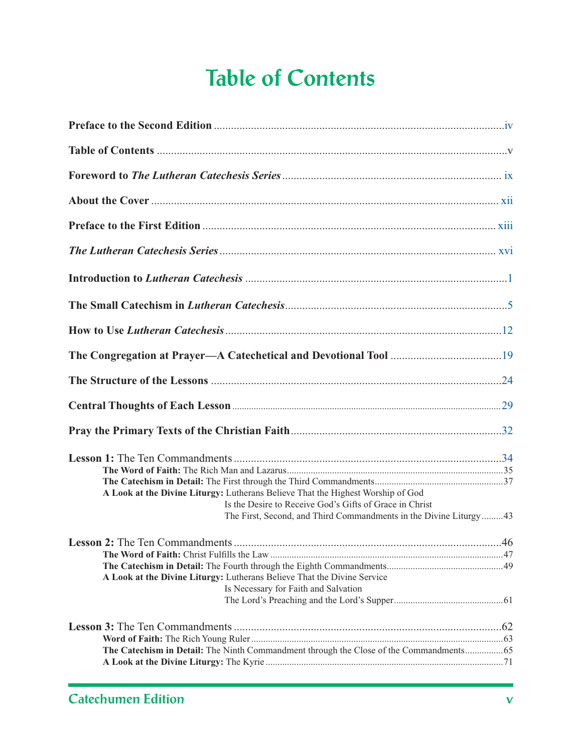# Table of Contents

**Preface to the Second Edition** .......... iv

**Table of Contents** .......... v

**Foreword to *The Lutheran Catechesis Series*** .......... ix

**About the Cover** .......... xii

**Preface to the First Edition** .......... xiii

***The Lutheran Catechesis Series*** .......... xvi

**Introduction to *Lutheran Catechesis*** .......... 1

**The Small Catechism in *Lutheran Catechesis*** .......... 5

**How to Use *Lutheran Catechesis*** .......... 12

**The Congregation at Prayer—A Catechetical and Devotional Tool** .......... 19

**The Structure of the Lessons** .......... 24

**Central Thoughts of Each Lesson** .......... 29

**Pray the Primary Texts of the Christian Faith** .......... 32

**Lesson 1:** The Ten Commandments .......... 34
- **The Word of Faith:** The Rich Man and Lazarus .......... 35
- **The Catechism in Detail:** The First through the Third Commandments .......... 37
- **A Look at the Divine Liturgy:** Lutherans Believe That the Highest Worship of God Is the Desire to Receive God's Gifts of Grace in Christ
  The First, Second, and Third Commandments in the Divine Liturgy .......... 43

**Lesson 2:** The Ten Commandments .......... 46
- **The Word of Faith:** Christ Fulfills the Law .......... 47
- **The Catechism in Detail:** The Fourth through the Eighth Commandments .......... 49
- **A Look at the Divine Liturgy:** Lutherans Believe That the Divine Service Is Necessary for Faith and Salvation
  The Lord's Preaching and the Lord's Supper .......... 61

**Lesson 3:** The Ten Commandments .......... 62
- **Word of Faith:** The Rich Young Ruler .......... 63
- **The Catechism in Detail:** The Ninth Commandment through the Close of the Commandments .......... 65
- **A Look at the Divine Liturgy:** The Kyrie .......... 71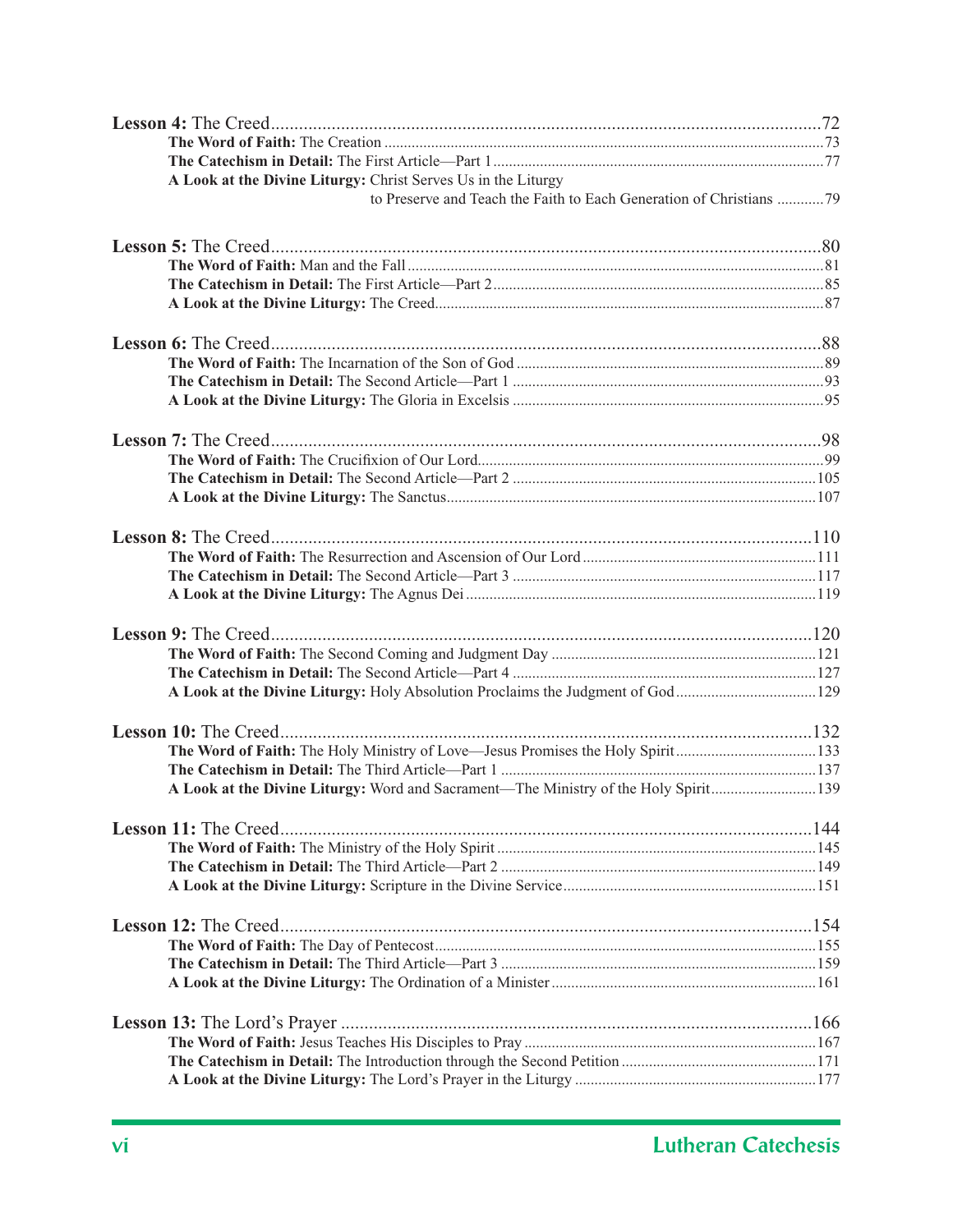**Lesson 4:** The Creed ......72

**The Word of Faith:** The Creation ......73
**The Catechism in Detail:** The First Article—Part 1 ......77
**A Look at the Divine Liturgy:** Christ Serves Us in the Liturgy to Preserve and Teach the Faith to Each Generation of Christians ......79

**Lesson 5:** The Creed ......80

**The Word of Faith:** Man and the Fall ......81
**The Catechism in Detail:** The First Article—Part 2 ......85
**A Look at the Divine Liturgy:** The Creed ......87

**Lesson 6:** The Creed ......88

**The Word of Faith:** The Incarnation of the Son of God ......89
**The Catechism in Detail:** The Second Article—Part 1 ......93
**A Look at the Divine Liturgy:** The Gloria in Excelsis ......95

**Lesson 7:** The Creed ......98

**The Word of Faith:** The Crucifixion of Our Lord ......99
**The Catechism in Detail:** The Second Article—Part 2 ......105
**A Look at the Divine Liturgy:** The Sanctus ......107

**Lesson 8:** The Creed ......110

**The Word of Faith:** The Resurrection and Ascension of Our Lord ......111
**The Catechism in Detail:** The Second Article—Part 3 ......117
**A Look at the Divine Liturgy:** The Agnus Dei ......119

**Lesson 9:** The Creed ......120

**The Word of Faith:** The Second Coming and Judgment Day ......121
**The Catechism in Detail:** The Second Article—Part 4 ......127
**A Look at the Divine Liturgy:** Holy Absolution Proclaims the Judgment of God ......129

**Lesson 10:** The Creed ......132

**The Word of Faith:** The Holy Ministry of Love—Jesus Promises the Holy Spirit ......133
**The Catechism in Detail:** The Third Article—Part 1 ......137
**A Look at the Divine Liturgy:** Word and Sacrament—The Ministry of the Holy Spirit ......139

**Lesson 11:** The Creed ......144

**The Word of Faith:** The Ministry of the Holy Spirit ......145
**The Catechism in Detail:** The Third Article—Part 2 ......149
**A Look at the Divine Liturgy:** Scripture in the Divine Service ......151

**Lesson 12:** The Creed ......154

**The Word of Faith:** The Day of Pentecost ......155
**The Catechism in Detail:** The Third Article—Part 3 ......159
**A Look at the Divine Liturgy:** The Ordination of a Minister ......161

**Lesson 13:** The Lord's Prayer ......166

**The Word of Faith:** Jesus Teaches His Disciples to Pray ......167
**The Catechism in Detail:** The Introduction through the Second Petition ......171
**A Look at the Divine Liturgy:** The Lord's Prayer in the Liturgy ......177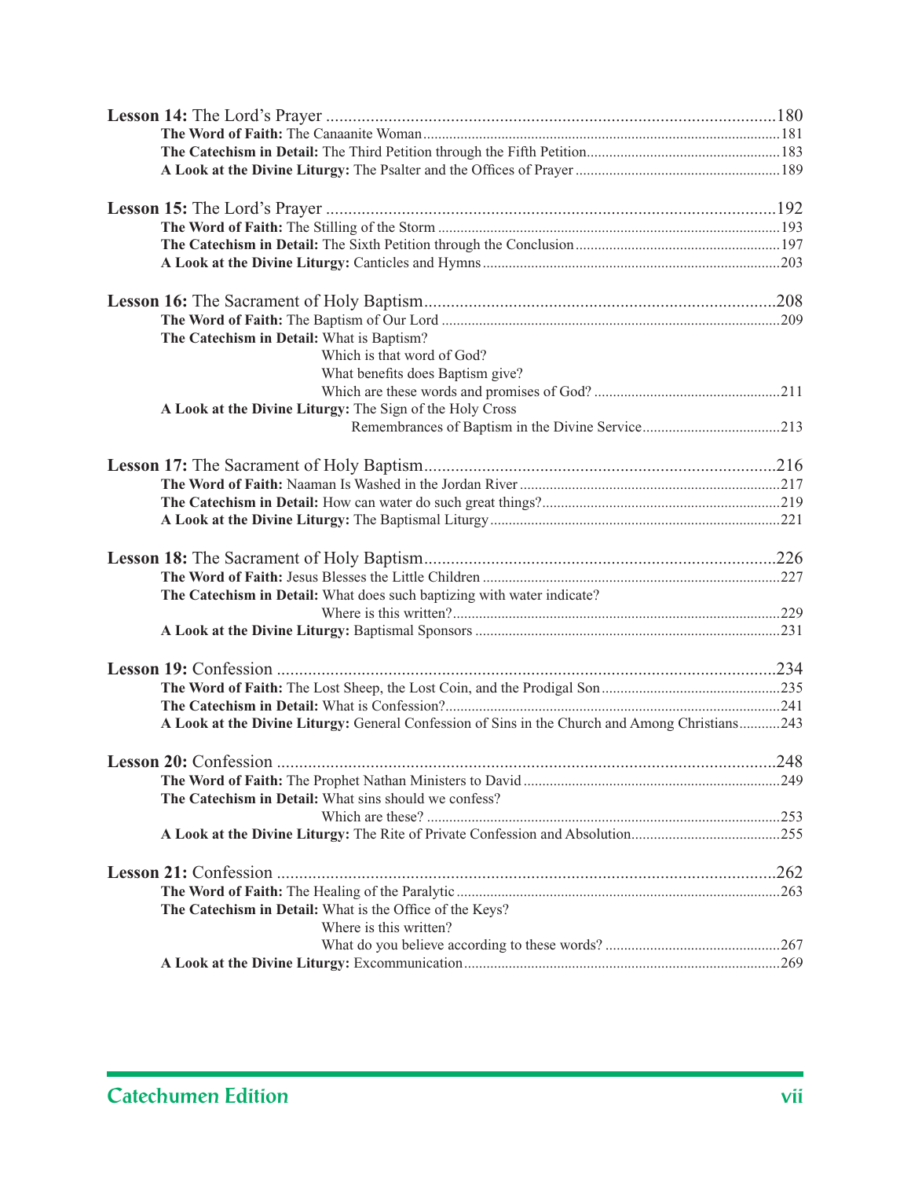**Lesson 14:** The Lord's Prayer ..... 180

**The Word of Faith:** The Canaanite Woman ..... 181

**The Catechism in Detail:** The Third Petition through the Fifth Petition ..... 183

**A Look at the Divine Liturgy:** The Psalter and the Offices of Prayer ..... 189

**Lesson 15:** The Lord's Prayer ..... 192

**The Word of Faith:** The Stilling of the Storm ..... 193

**The Catechism in Detail:** The Sixth Petition through the Conclusion ..... 197

**A Look at the Divine Liturgy:** Canticles and Hymns ..... 203

**Lesson 16:** The Sacrament of Holy Baptism ..... 208

**The Word of Faith:** The Baptism of Our Lord ..... 209

**The Catechism in Detail:** What is Baptism?
Which is that word of God?
What benefits does Baptism give?
Which are these words and promises of God? ..... 211

**A Look at the Divine Liturgy:** The Sign of the Holy Cross
Remembrances of Baptism in the Divine Service ..... 213

**Lesson 17:** The Sacrament of Holy Baptism ..... 216

**The Word of Faith:** Naaman Is Washed in the Jordan River ..... 217

**The Catechism in Detail:** How can water do such great things? ..... 219

**A Look at the Divine Liturgy:** The Baptismal Liturgy ..... 221

**Lesson 18:** The Sacrament of Holy Baptism ..... 226

**The Word of Faith:** Jesus Blesses the Little Children ..... 227

**The Catechism in Detail:** What does such baptizing with water indicate?
Where is this written? ..... 229

**A Look at the Divine Liturgy:** Baptismal Sponsors ..... 231

**Lesson 19:** Confession ..... 234

**The Word of Faith:** The Lost Sheep, the Lost Coin, and the Prodigal Son ..... 235

**The Catechism in Detail:** What is Confession? ..... 241

**A Look at the Divine Liturgy:** General Confession of Sins in the Church and Among Christians ..... 243

**Lesson 20:** Confession ..... 248

**The Word of Faith:** The Prophet Nathan Ministers to David ..... 249

**The Catechism in Detail:** What sins should we confess?
Which are these? ..... 253

**A Look at the Divine Liturgy:** The Rite of Private Confession and Absolution ..... 255

**Lesson 21:** Confession ..... 262

**The Word of Faith:** The Healing of the Paralytic ..... 263

**The Catechism in Detail:** What is the Office of the Keys?
Where is this written?
What do you believe according to these words? ..... 267

**A Look at the Divine Liturgy:** Excommunication ..... 269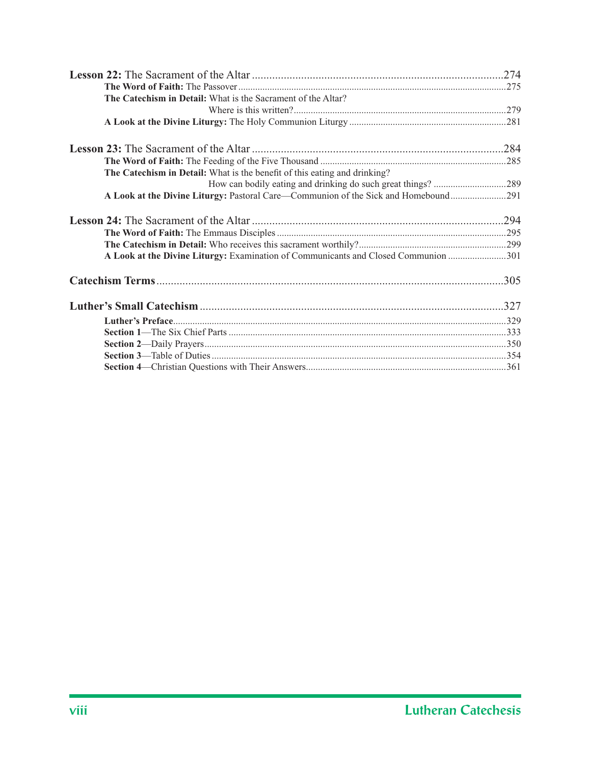**Lesson 22:** The Sacrament of the Altar ....................................................................................274

**The Word of Faith:** The Passover ....................................................................................275

**The Catechism in Detail:** What is the Sacrament of the Altar? Where is this written? ....................................................................................279

**A Look at the Divine Liturgy:** The Holy Communion Liturgy ....................................................................................281

**Lesson 23:** The Sacrament of the Altar ....................................................................................284

**The Word of Faith:** The Feeding of the Five Thousand ....................................................................................285

**The Catechism in Detail:** What is the benefit of this eating and drinking? How can bodily eating and drinking do such great things? ....................................................................................289

**A Look at the Divine Liturgy:** Pastoral Care—Communion of the Sick and Homebound ....................................................................................291

**Lesson 24:** The Sacrament of the Altar ....................................................................................294

**The Word of Faith:** The Emmaus Disciples ....................................................................................295

**The Catechism in Detail:** Who receives this sacrament worthily? ....................................................................................299

**A Look at the Divine Liturgy:** Examination of Communicants and Closed Communion ....................................................................................301

**Catechism Terms** ....................................................................................305

**Luther's Small Catechism** ....................................................................................327

**Luther's Preface** ....................................................................................329

**Section 1**—The Six Chief Parts ....................................................................................333

**Section 2**—Daily Prayers ....................................................................................350

**Section 3**—Table of Duties ....................................................................................354

**Section 4**—Christian Questions with Their Answers ....................................................................................361